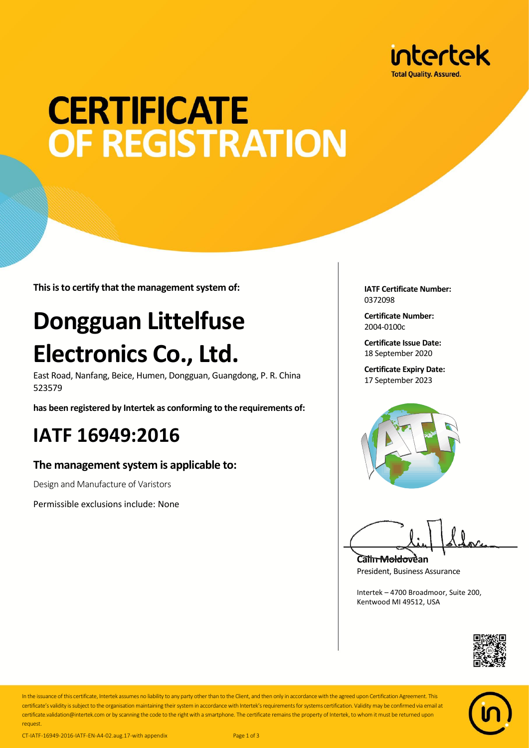intertek

Total Quality. Assured.

# CERTIFICATE OF REGISTRATION

**This is to certify that the management system of:**

# Dongguan Littelfuse Electronics Co., Ltd.

East Road, Nanfang, Beice, Humen, Dongguan, Guangdong, P. R. China 523579

**has been registered by Intertek as conforming to the requirements of:**

## IATF 16949:2016

### The management system is applicable to:

Design and Manufacture of Varistors

Permissible exclusions include: None

**IATF Certificate Number:**
0372098

**Certificate Number:**
2004-0100c

**Certificate Issue Date:**
18 September 2020

**Certificate Expiry Date:**
17 September 2023

**Calin Moldovean**
President, Business Assurance

Intertek – 4700 Broadmoor, Suite 200,
Kentwood MI 49512, USA

In the issuance of this certificate, Intertek assumes no liability to any party other than to the Client, and then only in accordance with the agreed upon Certification Agreement. This certificate's validity is subject to the organisation maintaining their system in accordance with Intertek's requirements for systems certification. Validity may be confirmed via email at certificate.validation@intertek.com or by scanning the code to the right with a smartphone. The certificate remains the property of Intertek, to whom it must be returned upon request.

CT-IATF-16949-2016-IATF-EN-A4-02.aug.17-with appendix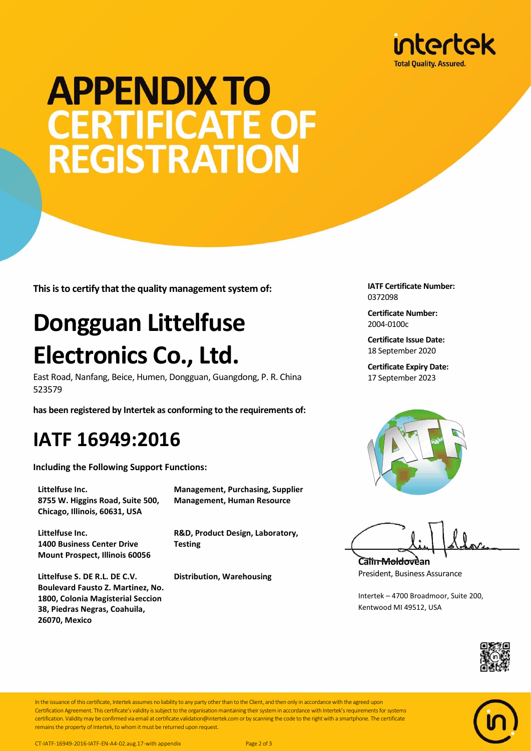# APPENDIX TO CERTIFICATE OF REGISTRATION

**This is to certify that the quality management system of:**

# Dongguan Littelfuse Electronics Co., Ltd.

East Road, Nanfang, Beice, Humen, Dongguan, Guangdong, P. R. China 523579

**has been registered by Intertek as conforming to the requirements of:**

## IATF 16949:2016

**Including the Following Support Functions:**

| | |
|---|---|
| **Littelfuse Inc.**<br>**8755 W. Higgins Road, Suite 500, Chicago, Illinois, 60631, USA** | **Management, Purchasing, Supplier Management, Human Resource** |
| **Littelfuse Inc.**<br>**1400 Business Center Drive Mount Prospect, Illinois 60056** | **R&D, Product Design, Laboratory, Testing** |
| **Littelfuse S. DE R.L. DE C.V.**<br>**Boulevard Fausto Z. Martinez, No. 1800, Colonia Magisterial Seccion 38, Piedras Negras, Coahuila, 26070, Mexico** | **Distribution, Warehousing** |

**IATF Certificate Number:**
0372098

**Certificate Number:**
2004-0100c

**Certificate Issue Date:**
18 September 2020

**Certificate Expiry Date:**
17 September 2023

**Calin Moldovean**
President, Business Assurance

Intertek – 4700 Broadmoor, Suite 200, Kentwood MI 49512, USA

In the issuance of this certificate, Intertek assumes no liability to any party other than to the Client, and then only in accordance with the agreed upon Certification Agreement. This certificate's validity is subject to the organisation maintaining their system in accordance with Intertek's requirements for systems certification. Validity may be confirmed via email at certificate.validation@intertek.com or by scanning the code to the right with a smartphone. The certificate remains the property of Intertek, to whom it must be returned upon request.

CT-IATF-16949-2016-IATF-EN-A4-02.aug.17-with appendix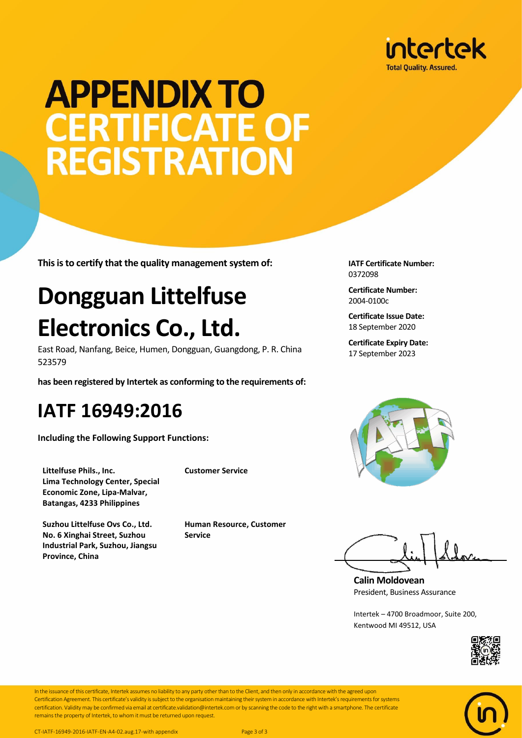intertek
Total Quality. Assured.

# APPENDIX TO CERTIFICATE OF REGISTRATION

**This is to certify that the quality management system of:**

## Dongguan Littelfuse Electronics Co., Ltd.

East Road, Nanfang, Beice, Humen, Dongguan, Guangdong, P. R. China 523579

**has been registered by Intertek as conforming to the requirements of:**

## IATF 16949:2016

**Including the Following Support Functions:**

| | |
|---|---|
| **Littelfuse Phils., Inc. Lima Technology Center, Special Economic Zone, Lipa-Malvar, Batangas, 4233 Philippines** | **Customer Service** |
| **Suzhou Littelfuse Ovs Co., Ltd. No. 6 Xinghai Street, Suzhou Industrial Park, Suzhou, Jiangsu Province, China** | **Human Resource, Customer Service** |

**IATF Certificate Number:**
0372098

**Certificate Number:**
2004-0100c

**Certificate Issue Date:**
18 September 2020

**Certificate Expiry Date:**
17 September 2023

**Calin Moldovean**
President, Business Assurance

Intertek – 4700 Broadmoor, Suite 200, Kentwood MI 49512, USA

In the issuance of this certificate, Intertek assumes no liability to any party other than to the Client, and then only in accordance with the agreed upon Certification Agreement. This certificate's validity is subject to the organisation maintaining their system in accordance with Intertek's requirements for systems certification. Validity may be confirmed via email at certificate.validation@intertek.com or by scanning the code to the right with a smartphone. The certificate remains the property of Intertek, to whom it must be returned upon request.

CT-IATF-16949-2016-IATF-EN-A4-02.aug.17-with appendix